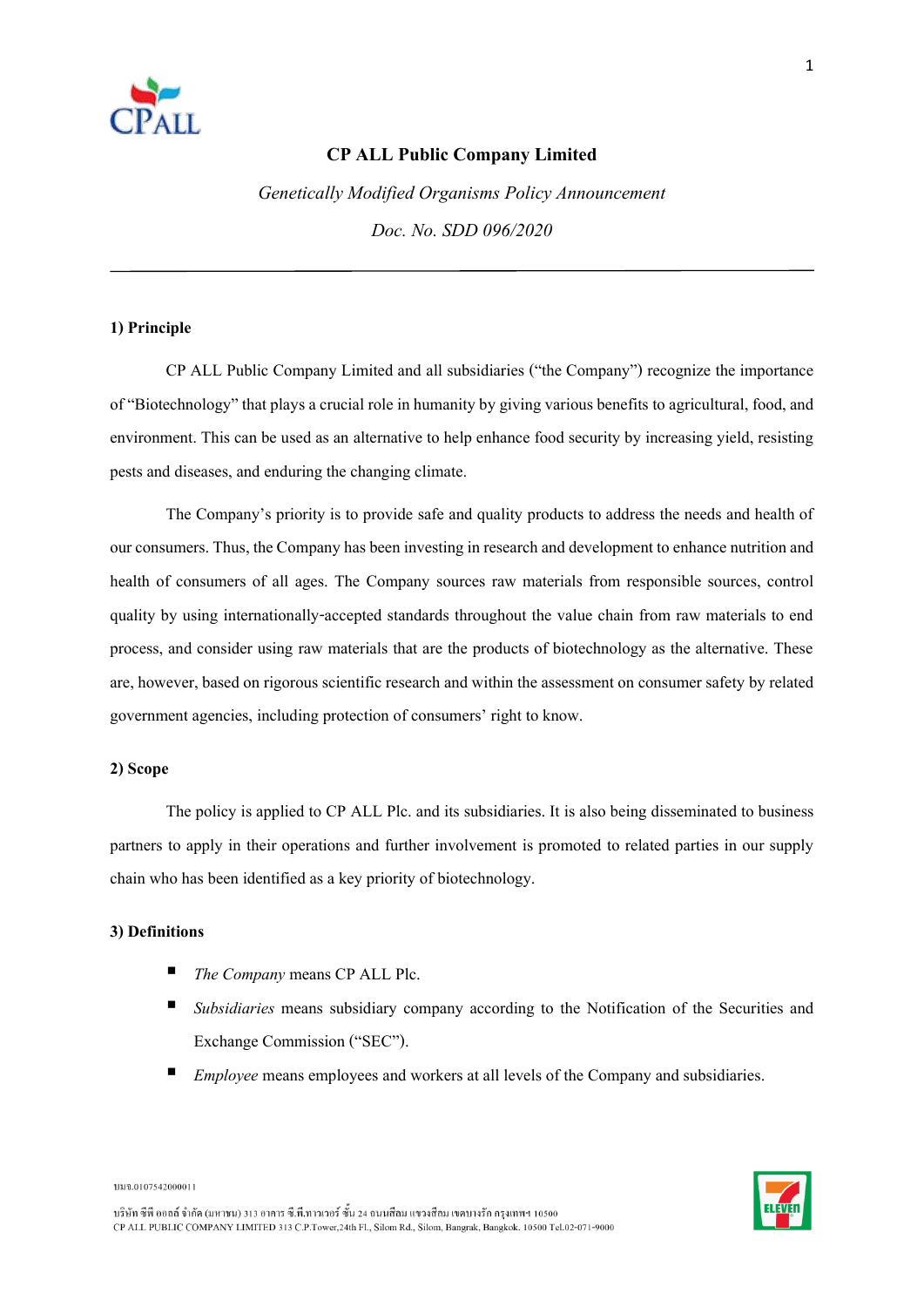# CP ALL Public Company Limited

*Genetically Modified Organisms Policy Announcement*

*Doc. No. SDD 096/2020*

---

## 1) Principle

CP ALL Public Company Limited and all subsidiaries ("the Company") recognize the importance of "Biotechnology" that plays a crucial role in humanity by giving various benefits to agricultural, food, and environment. This can be used as an alternative to help enhance food security by increasing yield, resisting pests and diseases, and enduring the changing climate.

The Company's priority is to provide safe and quality products to address the needs and health of our consumers. Thus, the Company has been investing in research and development to enhance nutrition and health of consumers of all ages. The Company sources raw materials from responsible sources, control quality by using internationally-accepted standards throughout the value chain from raw materials to end process, and consider using raw materials that are the products of biotechnology as the alternative. These are, however, based on rigorous scientific research and within the assessment on consumer safety by related government agencies, including protection of consumers' right to know.

## 2) Scope

The policy is applied to CP ALL Plc. and its subsidiaries. It is also being disseminated to business partners to apply in their operations and further involvement is promoted to related parties in our supply chain who has been identified as a key priority of biotechnology.

## 3) Definitions

- *The Company* means CP ALL Plc.
- *Subsidiaries* means subsidiary company according to the Notification of the Securities and Exchange Commission ("SEC").
- *Employee* means employees and workers at all levels of the Company and subsidiaries.

บมจ.0107542000011

บริษัท ซีพี ออลล์ จำกัด (มหาชน) 313 อาคาร ซี.พี.ทาวเวอร์ ชั้น 24 ถนนสีลม แขวงสีลม เขตบางรัก กรุงเทพฯ 10500
CP ALL PUBLIC COMPANY LIMITED 313 C.P.Tower,24th Fl., Silom Rd., Silom, Bangrak, Bangkok. 10500 Tel.02-071-9000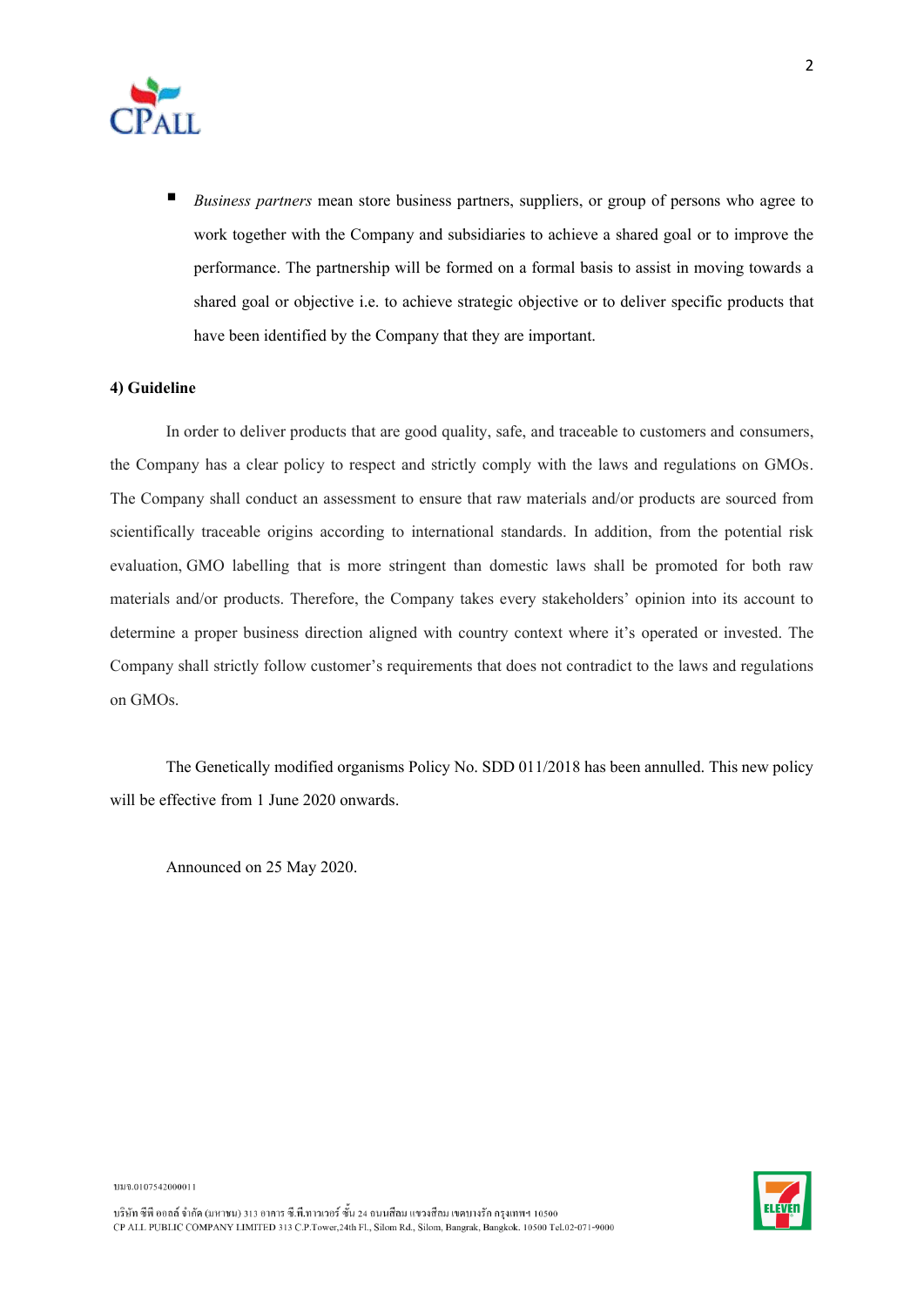- *Business partners* mean store business partners, suppliers, or group of persons who agree to work together with the Company and subsidiaries to achieve a shared goal or to improve the performance. The partnership will be formed on a formal basis to assist in moving towards a shared goal or objective i.e. to achieve strategic objective or to deliver specific products that have been identified by the Company that they are important.

**4) Guideline**

In order to deliver products that are good quality, safe, and traceable to customers and consumers, the Company has a clear policy to respect and strictly comply with the laws and regulations on GMOs. The Company shall conduct an assessment to ensure that raw materials and/or products are sourced from scientifically traceable origins according to international standards. In addition, from the potential risk evaluation, GMO labelling that is more stringent than domestic laws shall be promoted for both raw materials and/or products. Therefore, the Company takes every stakeholders' opinion into its account to determine a proper business direction aligned with country context where it's operated or invested. The Company shall strictly follow customer's requirements that does not contradict to the laws and regulations on GMOs.

The Genetically modified organisms Policy No. SDD 011/2018 has been annulled. This new policy will be effective from 1 June 2020 onwards.

Announced on 25 May 2020.